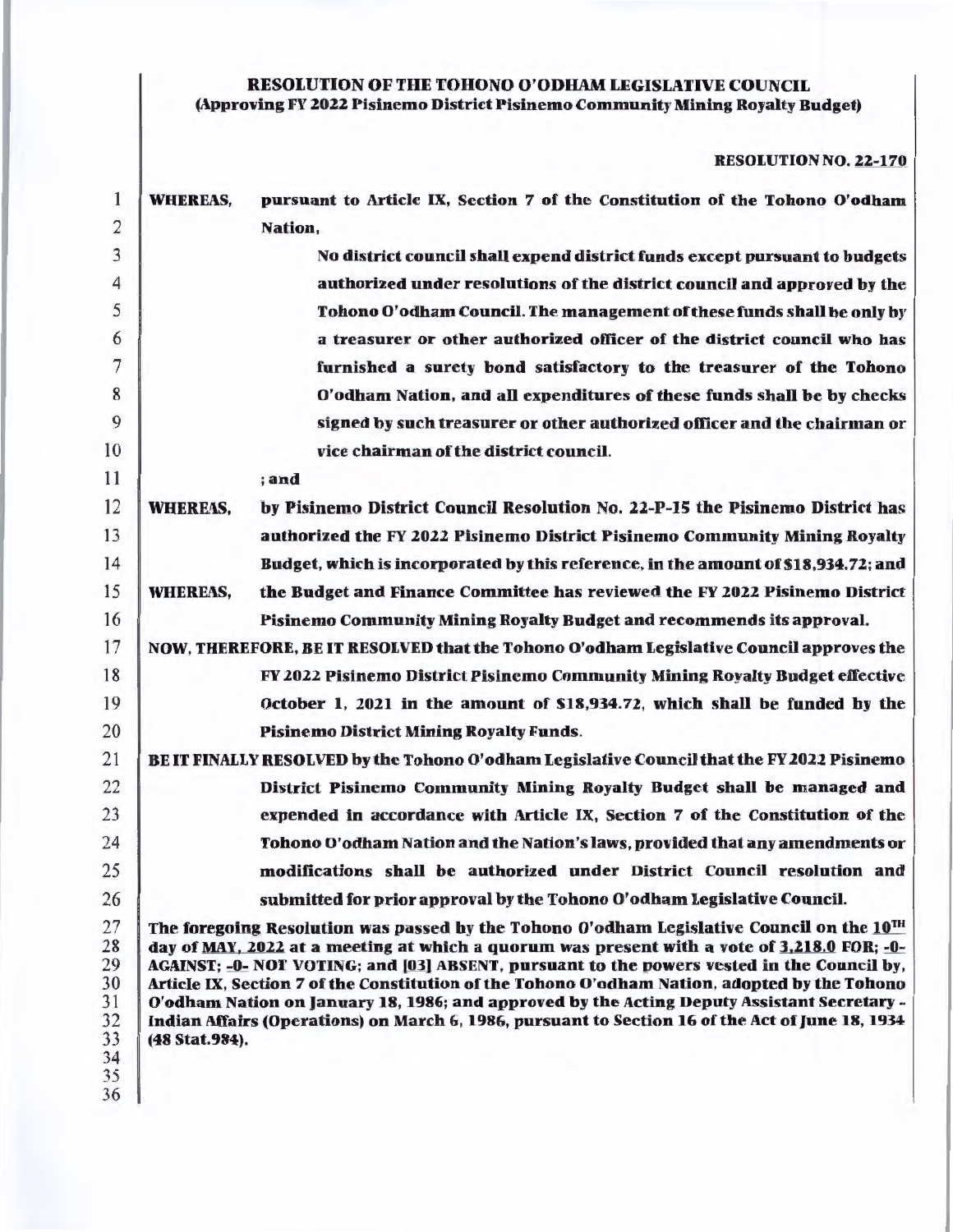**RESOLUTION OF THE TOHONO O'ODHAM LEGISLATIVE COUNCIL**
**(Approving FY 2022 Pisinemo District Pisinemo Community Mining Royalty Budget)**

**RESOLUTION NO. 22-170**

**WHEREAS,** pursuant to Article IX, Section 7 of the Constitution of the Tohono O'odham Nation,

> No district council shall expend district funds except pursuant to budgets authorized under resolutions of the district council and approved by the Tohono O'odham Council. The management of these funds shall be only by a treasurer or other authorized officer of the district council who has furnished a surety bond satisfactory to the treasurer of the Tohono O'odham Nation, and all expenditures of these funds shall be by checks signed by such treasurer or other authorized officer and the chairman or vice chairman of the district council.

; and

**WHEREAS,** by Pisinemo District Council Resolution No. 22-P-15 the Pisinemo District has authorized the FY 2022 Pisinemo District Pisinemo Community Mining Royalty Budget, which is incorporated by this reference, in the amount of $18,934.72; and

**WHEREAS,** the Budget and Finance Committee has reviewed the FY 2022 Pisinemo District Pisinemo Community Mining Royalty Budget and recommends its approval.

**NOW, THEREFORE, BE IT RESOLVED** that the Tohono O'odham Legislative Council approves the FY 2022 Pisinemo District Pisinemo Community Mining Royalty Budget effective October 1, 2021 in the amount of $18,934.72, which shall be funded by the Pisinemo District Mining Royalty Funds.

**BE IT FINALLY RESOLVED** by the Tohono O'odham Legislative Council that the FY 2022 Pisinemo District Pisinemo Community Mining Royalty Budget shall be managed and expended in accordance with Article IX, Section 7 of the Constitution of the Tohono O'odham Nation and the Nation's laws, provided that any amendments or modifications shall be authorized under District Council resolution and submitted for prior approval by the Tohono O'odham Legislative Council.

The foregoing Resolution was passed by the Tohono O'odham Legislative Council on the 10TH day of MAY, 2022 at a meeting at which a quorum was present with a vote of 3,218.0 FOR; -0- AGAINST; -0- NOT VOTING; and [03] ABSENT, pursuant to the powers vested in the Council by, Article IX, Section 7 of the Constitution of the Tohono O'odham Nation, adopted by the Tohono O'odham Nation on January 18, 1986; and approved by the Acting Deputy Assistant Secretary - Indian Affairs (Operations) on March 6, 1986, pursuant to Section 16 of the Act of June 18, 1934 (48 Stat.984).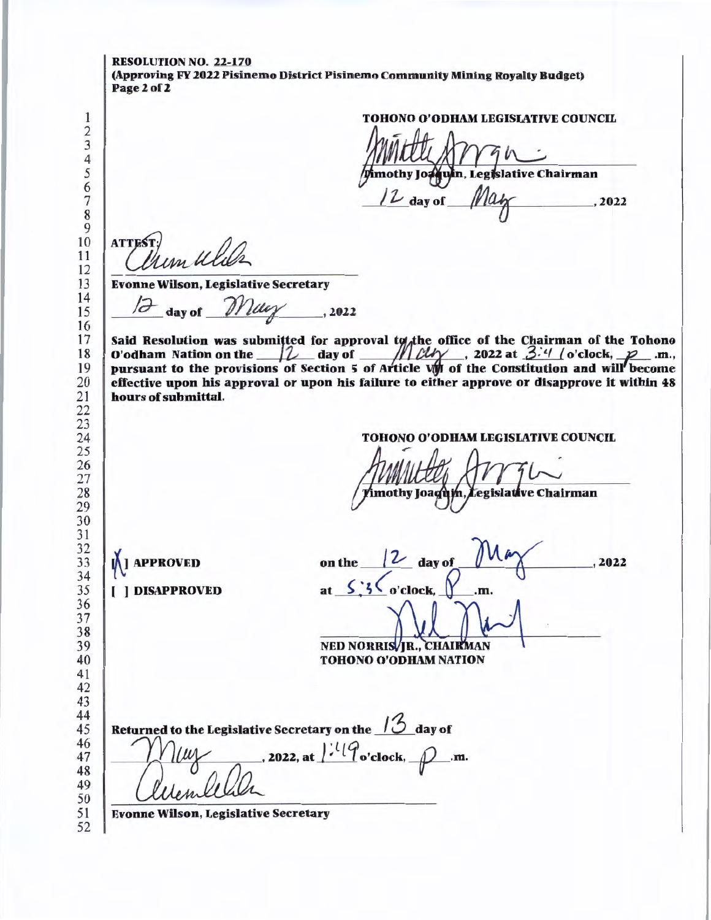**RESOLUTION NO. 22-170**
**(Approving FY 2022 Pisinemo District Pisinemo Community Mining Royalty Budget)**
**Page 2 of 2**

**TOHONO O'ODHAM LEGISLATIVE COUNCIL**

Timothy Joaquin, Legislative Chairman

12 day of May, 2022

ATTEST:

**Evonne Wilson, Legislative Secretary**

12 day of May, 2022

**Said Resolution was submitted for approval to the office of the Chairman of the Tohono O'odham Nation on the 12 day of May, 2022 at 3:41 o'clock, p .m., pursuant to the provisions of Section 5 of Article VII of the Constitution and will become effective upon his approval or upon his failure to either approve or disapprove it within 48 hours of submittal.**

**TOHONO O'ODHAM LEGISLATIVE COUNCIL**

Timothy Joaquin, Legislative Chairman

[X] APPROVED on the 12 day of May, 2022

[ ] DISAPPROVED at 5:35 o'clock, P .m.

**NED NORRIS, JR., CHAIRMAN**
**TOHONO O'ODHAM NATION**

**Returned to the Legislative Secretary on the 13 day of May, 2022, at 1:49 o'clock, P .m.**

**Evonne Wilson, Legislative Secretary**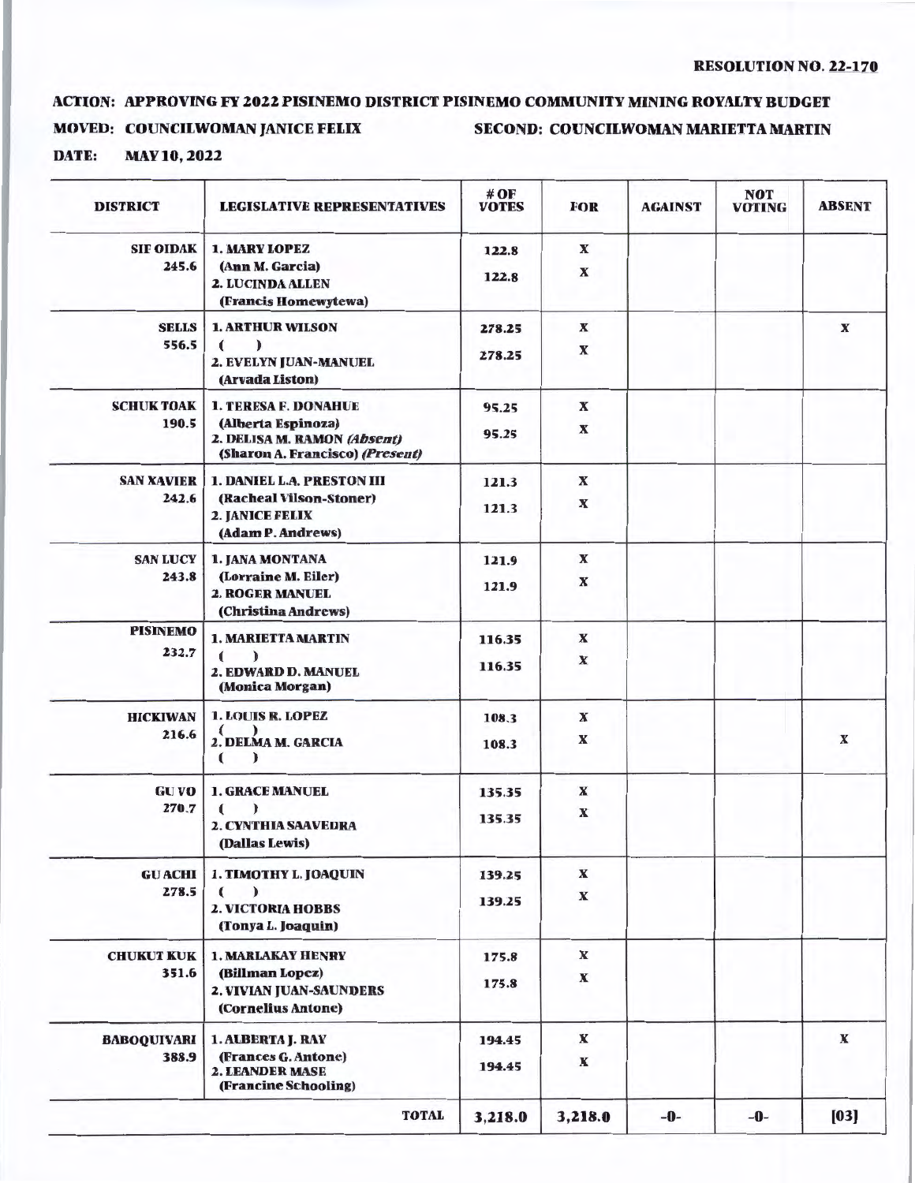**RESOLUTION NO. 22-170**

**ACTION: APPROVING FY 2022 PISINEMO DISTRICT PISINEMO COMMUNITY MINING ROYALTY BUDGET**

**MOVED: COUNCILWOMAN JANICE FELIX** **SECOND: COUNCILWOMAN MARIETTA MARTIN**

**DATE: MAY 10, 2022**

| DISTRICT | LEGISLATIVE REPRESENTATIVES | # OF VOTES | FOR | AGAINST | NOT VOTING | ABSENT |
|---|---|---|---|---|---|---|
| SIF OIDAK 245.6 | 1. MARY LOPEZ (Ann M. Garcia) 2. LUCINDA ALLEN (Francis Homewytewa) | 122.8 122.8 | X X | | | |
| SELLS 556.5 | 1. ARTHUR WILSON ( ) 2. EVELYN JUAN-MANUEL (Arvada Liston) | 278.25 278.25 | X X | | | X |
| SCHUK TOAK 190.5 | 1. TERESA F. DONAHUE (Alberta Espinoza) 2. DELISA M. RAMON *(Absent)* (Sharon A. Francisco) *(Present)* | 95.25 95.25 | X X | | | |
| SAN XAVIER 242.6 | 1. DANIEL L.A. PRESTON III (Racheal Vilson-Stoner) 2. JANICE FELIX (Adam P. Andrews) | 121.3 121.3 | X X | | | |
| SAN LUCY 243.8 | 1. JANA MONTANA (Lorraine M. Eiler) 2. ROGER MANUEL (Christina Andrews) | 121.9 121.9 | X X | | | |
| PISINEMO 232.7 | 1. MARIETTA MARTIN ( ) 2. EDWARD D. MANUEL (Monica Morgan) | 116.35 116.35 | X X | | | |
| HICKIWAN 216.6 | 1. LOUIS R. LOPEZ ( ) 2. DELMA M. GARCIA ( ) | 108.3 108.3 | X X | | | X |
| GU VO 270.7 | 1. GRACE MANUEL ( ) 2. CYNTHIA SAAVEDRA (Dallas Lewis) | 135.35 135.35 | X X | | | |
| GU ACHI 278.5 | 1. TIMOTHY L. JOAQUIN ( ) 2. VICTORIA HOBBS (Tonya L. Joaquin) | 139.25 139.25 | X X | | | |
| CHUKUT KUK 351.6 | 1. MARLAKAY HENRY (Billman Lopez) 2. VIVIAN JUAN-SAUNDERS (Cornelius Antone) | 175.8 175.8 | X X | | | |
| BABOQUIVARI 388.9 | 1. ALBERTA J. RAY (Frances G. Antone) 2. LEANDER MASE (Francine Schooling) | 194.45 194.45 | X X | | | X |
| | **TOTAL** | **3,218.0** | **3,218.0** | **-0-** | **-0-** | **[03]** |